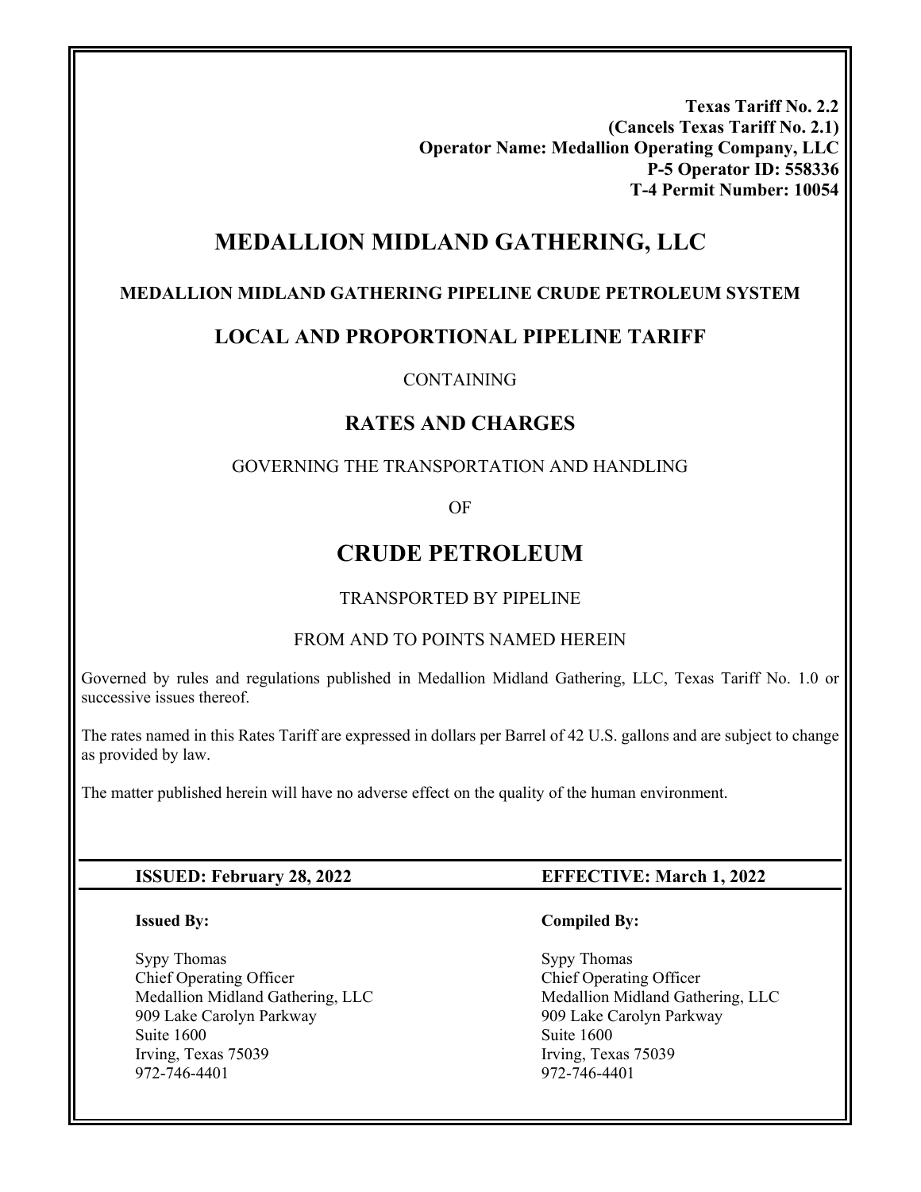**Texas Tariff No. 2.2**
**(Cancels Texas Tariff No. 2.1)**
**Operator Name: Medallion Operating Company, LLC**
**P-5 Operator ID: 558336**
**T-4 Permit Number: 10054**

# MEDALLION MIDLAND GATHERING, LLC

### MEDALLION MIDLAND GATHERING PIPELINE CRUDE PETROLEUM SYSTEM

## LOCAL AND PROPORTIONAL PIPELINE TARIFF

CONTAINING

## RATES AND CHARGES

GOVERNING THE TRANSPORTATION AND HANDLING

OF

# CRUDE PETROLEUM

TRANSPORTED BY PIPELINE

FROM AND TO POINTS NAMED HEREIN

Governed by rules and regulations published in Medallion Midland Gathering, LLC, Texas Tariff No. 1.0 or successive issues thereof.

The rates named in this Rates Tariff are expressed in dollars per Barrel of 42 U.S. gallons and are subject to change as provided by law.

The matter published herein will have no adverse effect on the quality of the human environment.

**ISSUED: February 28, 2022** | **EFFECTIVE: March 1, 2022**

**Issued By:**

Sypy Thomas
Chief Operating Officer
Medallion Midland Gathering, LLC
909 Lake Carolyn Parkway
Suite 1600
Irving, Texas 75039
972-746-4401

**Compiled By:**

Sypy Thomas
Chief Operating Officer
Medallion Midland Gathering, LLC
909 Lake Carolyn Parkway
Suite 1600
Irving, Texas 75039
972-746-4401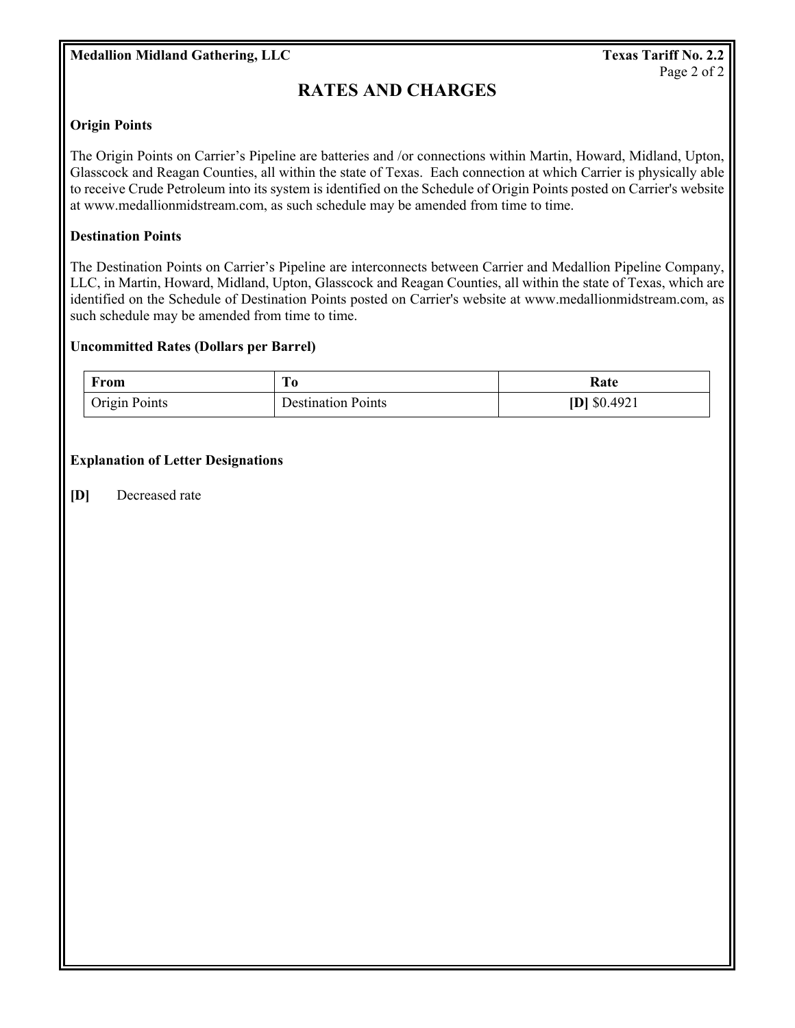# RATES AND CHARGES

### Origin Points

The Origin Points on Carrier's Pipeline are batteries and /or connections within Martin, Howard, Midland, Upton, Glasscock and Reagan Counties, all within the state of Texas. Each connection at which Carrier is physically able to receive Crude Petroleum into its system is identified on the Schedule of Origin Points posted on Carrier's website at www.medallionmidstream.com, as such schedule may be amended from time to time.

### Destination Points

The Destination Points on Carrier's Pipeline are interconnects between Carrier and Medallion Pipeline Company, LLC, in Martin, Howard, Midland, Upton, Glasscock and Reagan Counties, all within the state of Texas, which are identified on the Schedule of Destination Points posted on Carrier's website at www.medallionmidstream.com, as such schedule may be amended from time to time.

### Uncommitted Rates (Dollars per Barrel)

| From | To | Rate |
|---|---|---|
| Origin Points | Destination Points | **[D]** $0.4921 |

### Explanation of Letter Designations

**[D]** Decreased rate